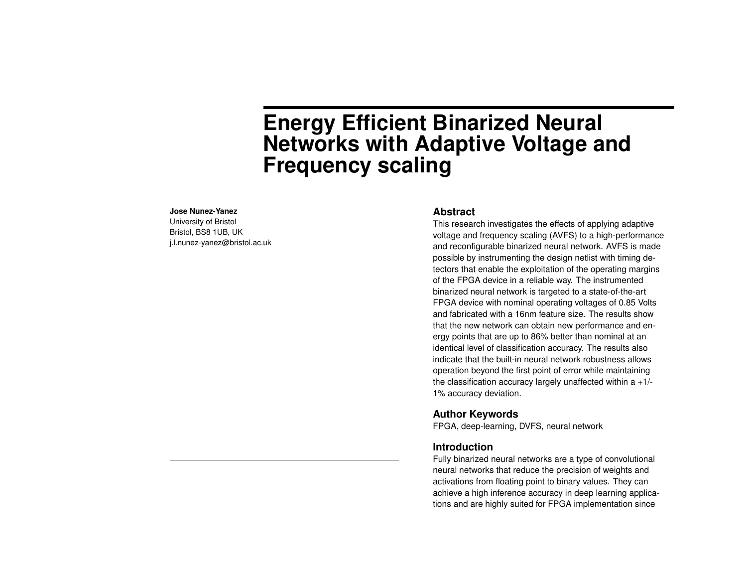# Energy Efficient Binarized Neural Networks with Adaptive Voltage and Frequency scaling

**Jose Nunez-Yanez**
University of Bristol
Bristol, BS8 1UB, UK
j.l.nunez-yanez@bristol.ac.uk

## Abstract

This research investigates the effects of applying adaptive voltage and frequency scaling (AVFS) to a high-performance and reconfigurable binarized neural network. AVFS is made possible by instrumenting the design netlist with timing detectors that enable the exploitation of the operating margins of the FPGA device in a reliable way. The instrumented binarized neural network is targeted to a state-of-the-art FPGA device with nominal operating voltages of 0.85 Volts and fabricated with a 16nm feature size. The results show that the new network can obtain new performance and energy points that are up to 86% better than nominal at an identical level of classification accuracy. The results also indicate that the built-in neural network robustness allows operation beyond the first point of error while maintaining the classification accuracy largely unaffected within a +1/-1% accuracy deviation.

## Author Keywords

FPGA, deep-learning, DVFS, neural network

## Introduction

Fully binarized neural networks are a type of convolutional neural networks that reduce the precision of weights and activations from floating point to binary values. They can achieve a high inference accuracy in deep learning applications and are highly suited for FPGA implementation since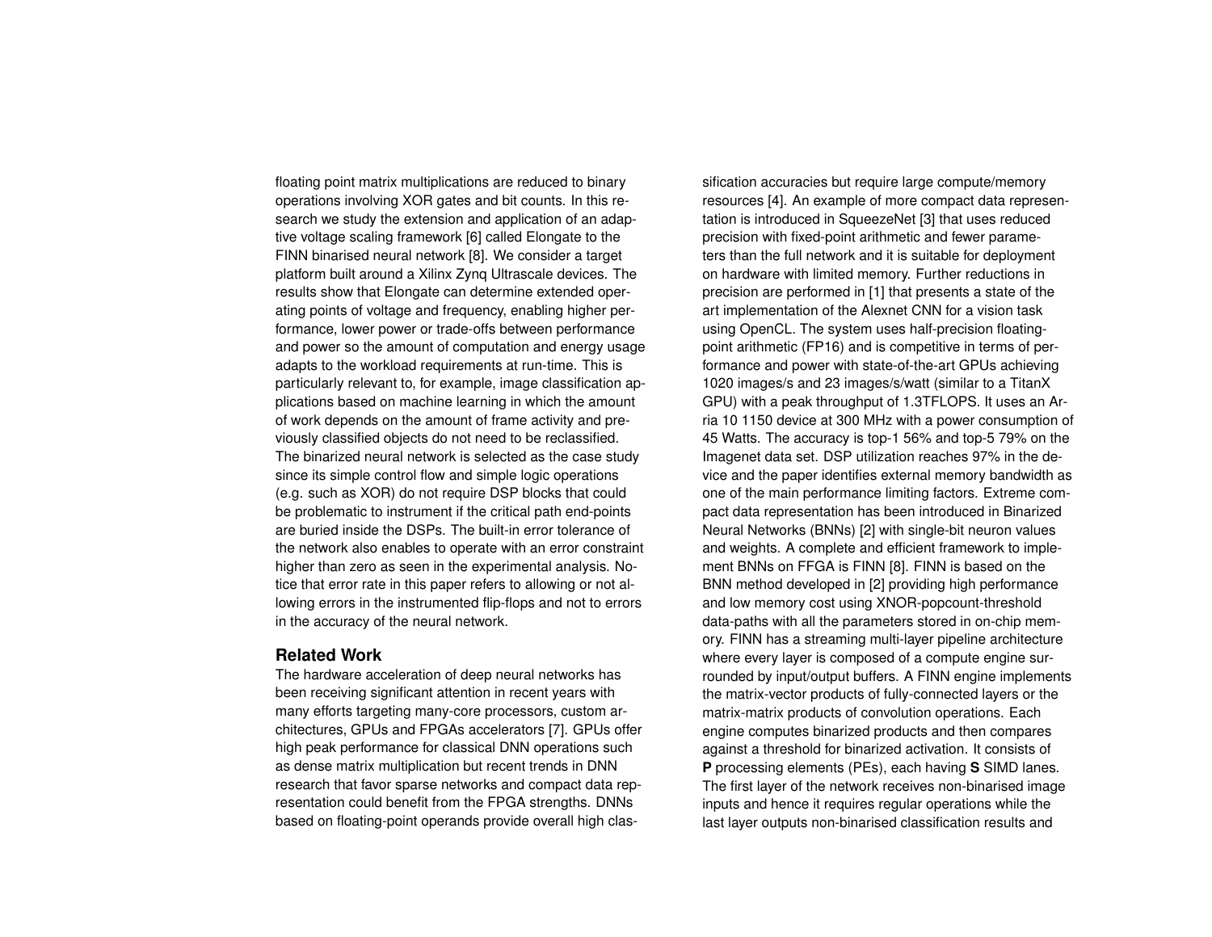floating point matrix multiplications are reduced to binary operations involving XOR gates and bit counts. In this research we study the extension and application of an adaptive voltage scaling framework [6] called Elongate to the FINN binarised neural network [8]. We consider a target platform built around a Xilinx Zynq Ultrascale devices. The results show that Elongate can determine extended operating points of voltage and frequency, enabling higher performance, lower power or trade-offs between performance and power so the amount of computation and energy usage adapts to the workload requirements at run-time. This is particularly relevant to, for example, image classification applications based on machine learning in which the amount of work depends on the amount of frame activity and previously classified objects do not need to be reclassified. The binarized neural network is selected as the case study since its simple control flow and simple logic operations (e.g. such as XOR) do not require DSP blocks that could be problematic to instrument if the critical path end-points are buried inside the DSPs. The built-in error tolerance of the network also enables to operate with an error constraint higher than zero as seen in the experimental analysis. Notice that error rate in this paper refers to allowing or not allowing errors in the instrumented flip-flops and not to errors in the accuracy of the neural network.

## Related Work

The hardware acceleration of deep neural networks has been receiving significant attention in recent years with many efforts targeting many-core processors, custom architectures, GPUs and FPGAs accelerators [7]. GPUs offer high peak performance for classical DNN operations such as dense matrix multiplication but recent trends in DNN research that favor sparse networks and compact data representation could benefit from the FPGA strengths. DNNs based on floating-point operands provide overall high classification accuracies but require large compute/memory resources [4]. An example of more compact data representation is introduced in SqueezeNet [3] that uses reduced precision with fixed-point arithmetic and fewer parameters than the full network and it is suitable for deployment on hardware with limited memory. Further reductions in precision are performed in [1] that presents a state of the art implementation of the Alexnet CNN for a vision task using OpenCL. The system uses half-precision floating-point arithmetic (FP16) and is competitive in terms of performance and power with state-of-the-art GPUs achieving 1020 images/s and 23 images/s/watt (similar to a TitanX GPU) with a peak throughput of 1.3TFLOPS. It uses an Arria 10 1150 device at 300 MHz with a power consumption of 45 Watts. The accuracy is top-1 56% and top-5 79% on the Imagenet data set. DSP utilization reaches 97% in the device and the paper identifies external memory bandwidth as one of the main performance limiting factors. Extreme compact data representation has been introduced in Binarized Neural Networks (BNNs) [2] with single-bit neuron values and weights. A complete and efficient framework to implement BNNs on FFGA is FINN [8]. FINN is based on the BNN method developed in [2] providing high performance and low memory cost using XNOR-popcount-threshold data-paths with all the parameters stored in on-chip memory. FINN has a streaming multi-layer pipeline architecture where every layer is composed of a compute engine surrounded by input/output buffers. A FINN engine implements the matrix-vector products of fully-connected layers or the matrix-matrix products of convolution operations. Each engine computes binarized products and then compares against a threshold for binarized activation. It consists of **P** processing elements (PEs), each having **S** SIMD lanes. The first layer of the network receives non-binarised image inputs and hence it requires regular operations while the last layer outputs non-binarised classification results and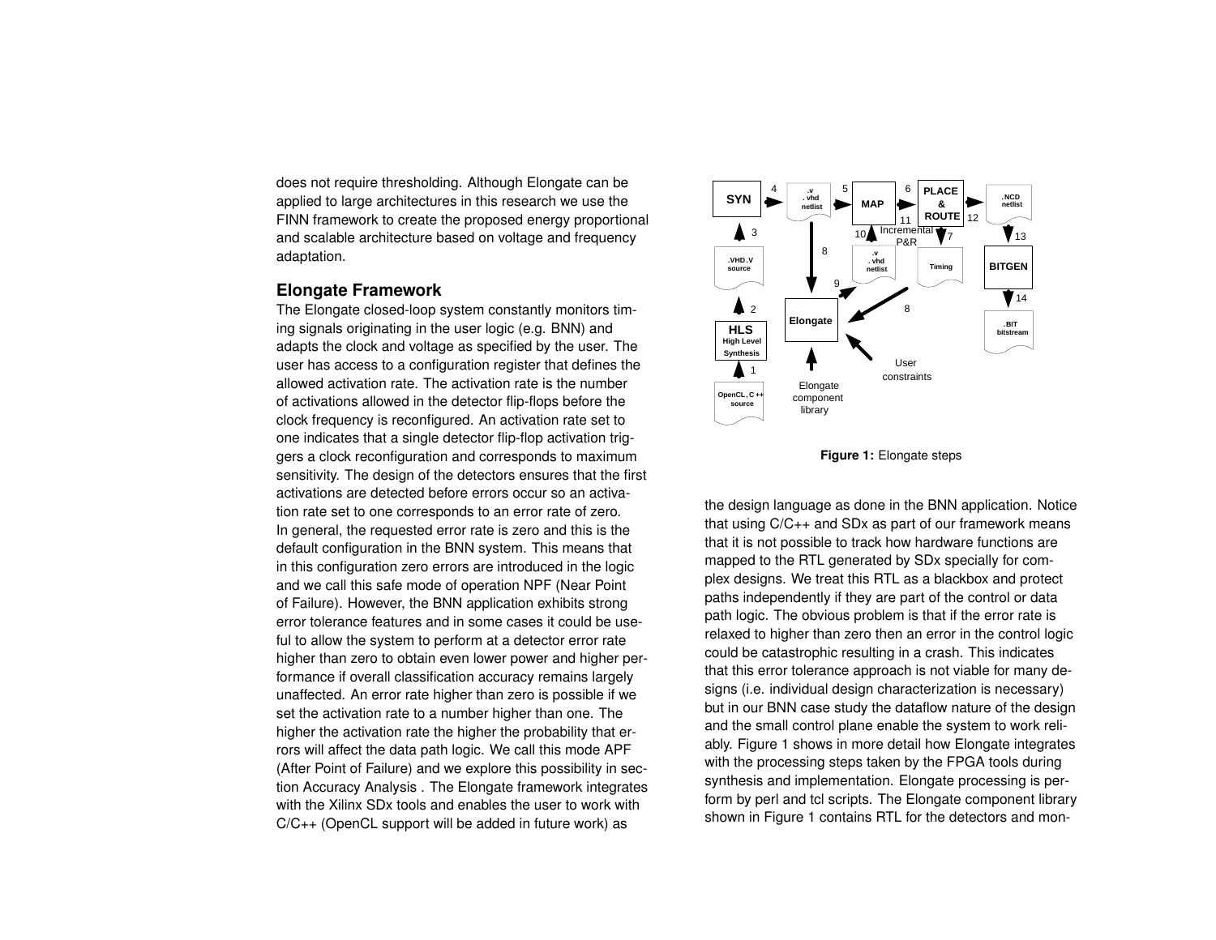does not require thresholding. Although Elongate can be applied to large architectures in this research we use the FINN framework to create the proposed energy proportional and scalable architecture based on voltage and frequency adaptation.

## Elongate Framework

The Elongate closed-loop system constantly monitors timing signals originating in the user logic (e.g. BNN) and adapts the clock and voltage as specified by the user. The user has access to a configuration register that defines the allowed activation rate. The activation rate is the number of activations allowed in the detector flip-flops before the clock frequency is reconfigured. An activation rate set to one indicates that a single detector flip-flop activation triggers a clock reconfiguration and corresponds to maximum sensitivity. The design of the detectors ensures that the first activations are detected before errors occur so an activation rate set to one corresponds to an error rate of zero. In general, the requested error rate is zero and this is the default configuration in the BNN system. This means that in this configuration zero errors are introduced in the logic and we call this safe mode of operation NPF (Near Point of Failure). However, the BNN application exhibits strong error tolerance features and in some cases it could be useful to allow the system to perform at a detector error rate higher than zero to obtain even lower power and higher performance if overall classification accuracy remains largely unaffected. An error rate higher than zero is possible if we set the activation rate to a number higher than one. The higher the activation rate the higher the probability that errors will affect the data path logic. We call this mode APF (After Point of Failure) and we explore this possibility in section Accuracy Analysis . The Elongate framework integrates with the Xilinx SDx tools and enables the user to work with C/C++ (OpenCL support will be added in future work) as the design language as done in the BNN application. Notice that using C/C++ and SDx as part of our framework means that it is not possible to track how hardware functions are mapped to the RTL generated by SDx specially for complex designs. We treat this RTL as a blackbox and protect paths independently if they are part of the control or data path logic. The obvious problem is that if the error rate is relaxed to higher than zero then an error in the control logic could be catastrophic resulting in a crash. This indicates that this error tolerance approach is not viable for many designs (i.e. individual design characterization is necessary) but in our BNN case study the dataflow nature of the design and the small control plane enable the system to work reliably. Figure 1 shows in more detail how Elongate integrates with the processing steps taken by the FPGA tools during synthesis and implementation. Elongate processing is perform by perl and tcl scripts. The Elongate component library shown in Figure 1 contains RTL for the detectors and mon-

**Figure 1:** Elongate steps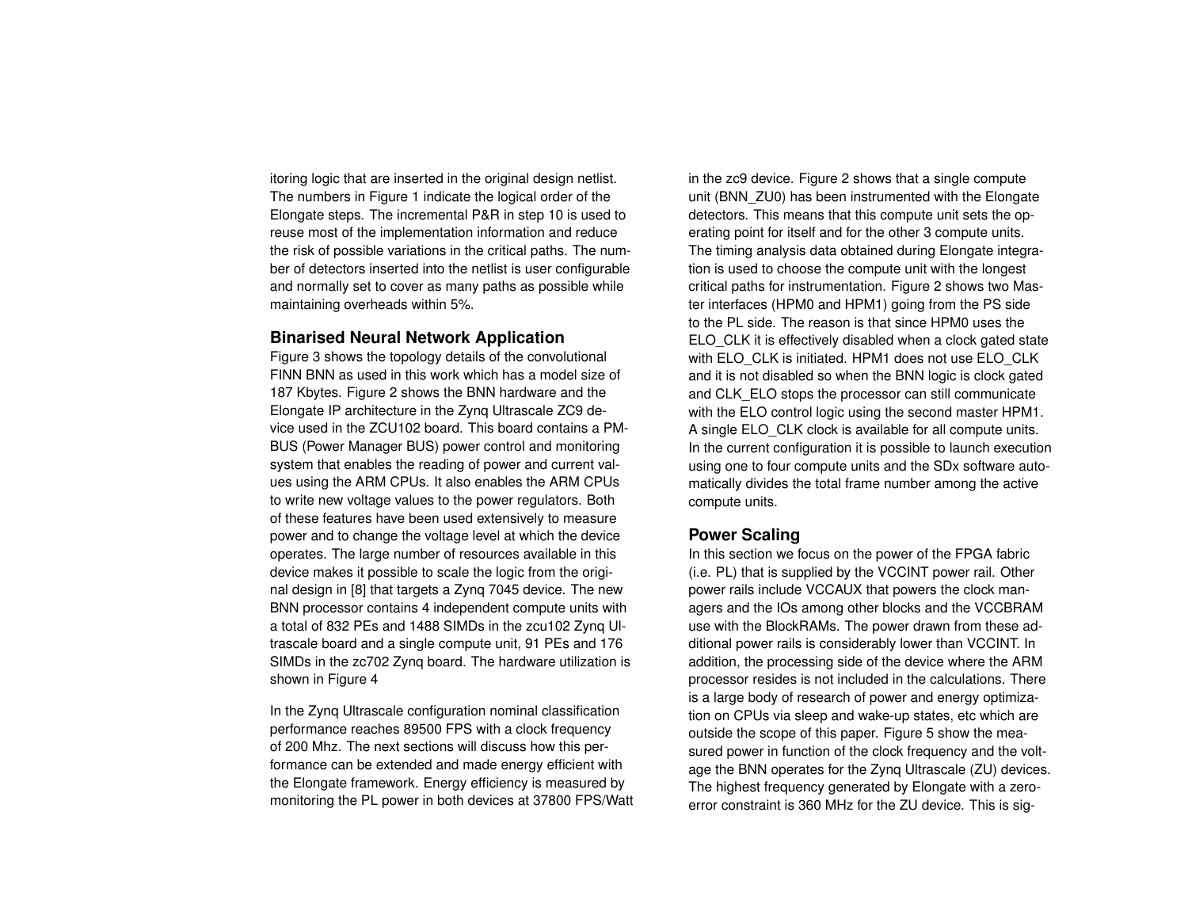itoring logic that are inserted in the original design netlist. The numbers in Figure 1 indicate the logical order of the Elongate steps. The incremental P&R in step 10 is used to reuse most of the implementation information and reduce the risk of possible variations in the critical paths. The number of detectors inserted into the netlist is user configurable and normally set to cover as many paths as possible while maintaining overheads within 5%.

### Binarised Neural Network Application

Figure 3 shows the topology details of the convolutional FINN BNN as used in this work which has a model size of 187 Kbytes. Figure 2 shows the BNN hardware and the Elongate IP architecture in the Zynq Ultrascale ZC9 device used in the ZCU102 board. This board contains a PMBUS (Power Manager BUS) power control and monitoring system that enables the reading of power and current values using the ARM CPUs. It also enables the ARM CPUs to write new voltage values to the power regulators. Both of these features have been used extensively to measure power and to change the voltage level at which the device operates. The large number of resources available in this device makes it possible to scale the logic from the original design in [8] that targets a Zynq 7045 device. The new BNN processor contains 4 independent compute units with a total of 832 PEs and 1488 SIMDs in the zcu102 Zynq Ultrascale board and a single compute unit, 91 PEs and 176 SIMDs in the zc702 Zynq board. The hardware utilization is shown in Figure 4

In the Zynq Ultrascale configuration nominal classification performance reaches 89500 FPS with a clock frequency of 200 Mhz. The next sections will discuss how this performance can be extended and made energy efficient with the Elongate framework. Energy efficiency is measured by monitoring the PL power in both devices at 37800 FPS/Watt in the zc9 device. Figure 2 shows that a single compute unit (BNN_ZU0) has been instrumented with the Elongate detectors. This means that this compute unit sets the operating point for itself and for the other 3 compute units. The timing analysis data obtained during Elongate integration is used to choose the compute unit with the longest critical paths for instrumentation. Figure 2 shows two Master interfaces (HPM0 and HPM1) going from the PS side to the PL side. The reason is that since HPM0 uses the ELO_CLK it is effectively disabled when a clock gated state with ELO_CLK is initiated. HPM1 does not use ELO_CLK and it is not disabled so when the BNN logic is clock gated and CLK_ELO stops the processor can still communicate with the ELO control logic using the second master HPM1. A single ELO_CLK clock is available for all compute units. In the current configuration it is possible to launch execution using one to four compute units and the SDx software automatically divides the total frame number among the active compute units.

### Power Scaling

In this section we focus on the power of the FPGA fabric (i.e. PL) that is supplied by the VCCINT power rail. Other power rails include VCCAUX that powers the clock managers and the IOs among other blocks and the VCCBRAM use with the BlockRAMs. The power drawn from these additional power rails is considerably lower than VCCINT. In addition, the processing side of the device where the ARM processor resides is not included in the calculations. There is a large body of research of power and energy optimization on CPUs via sleep and wake-up states, etc which are outside the scope of this paper. Figure 5 show the measured power in function of the clock frequency and the voltage the BNN operates for the Zynq Ultrascale (ZU) devices. The highest frequency generated by Elongate with a zero-error constraint is 360 MHz for the ZU device. This is sig-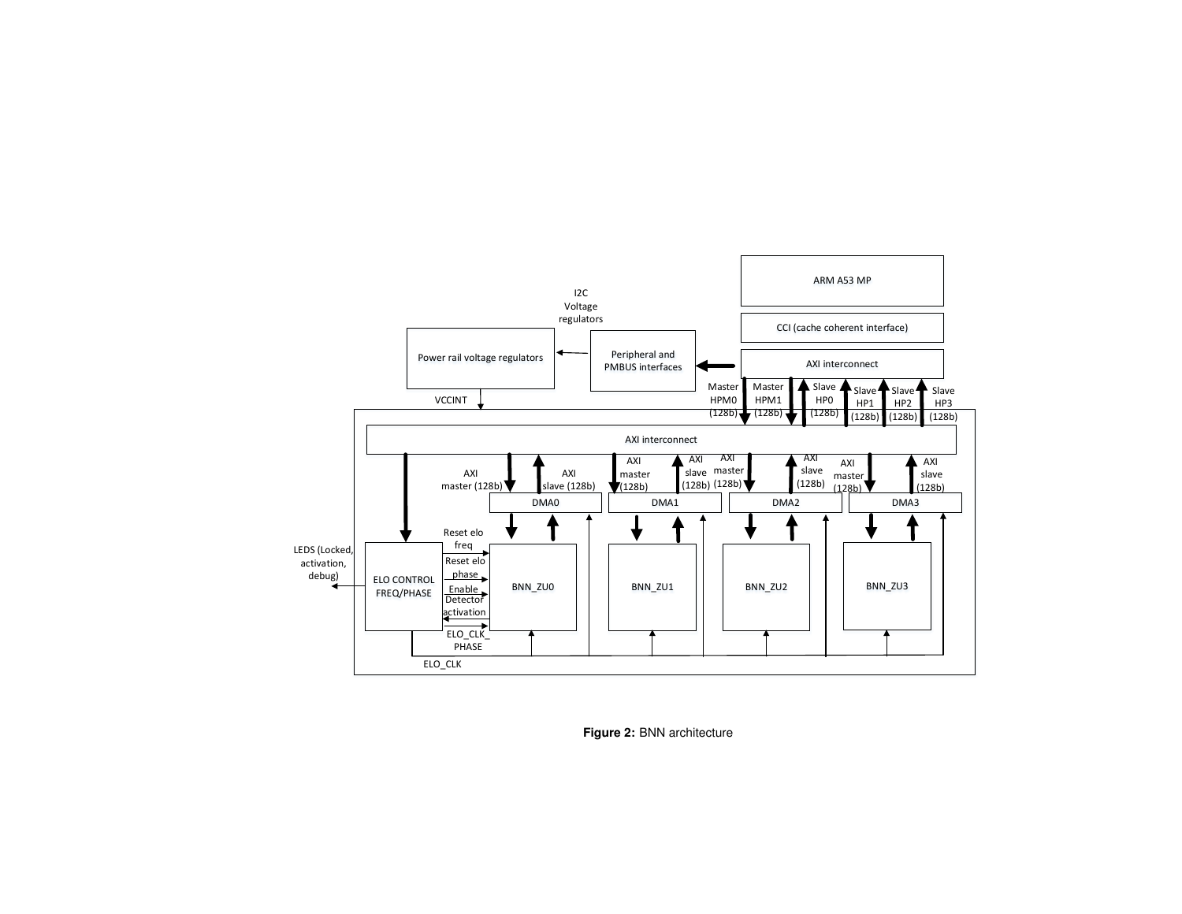**Figure 2:** BNN architecture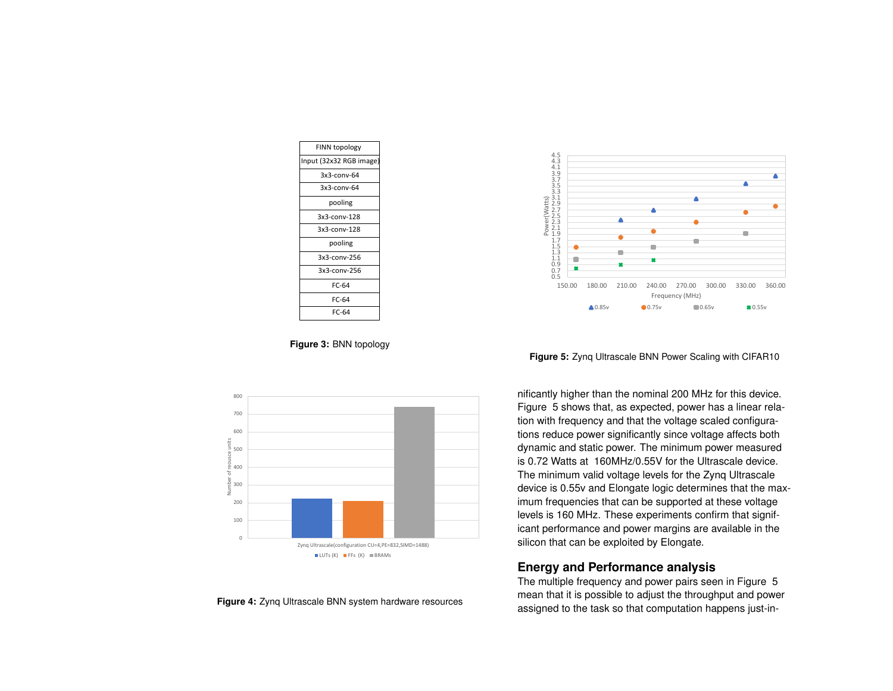| FINN topology |
|---|
| Input (32x32 RGB image) |
| 3x3-conv-64 |
| 3x3-conv-64 |
| pooling |
| 3x3-conv-128 |
| 3x3-conv-128 |
| pooling |
| 3x3-conv-256 |
| 3x3-conv-256 |
| FC-64 |
| FC-64 |
| FC-64 |

**Figure 3:** BNN topology

**Figure 5:** Zynq Ultrascale BNN Power Scaling with CIFAR10

**Figure 4:** Zynq Ultrascale BNN system hardware resources

nificantly higher than the nominal 200 MHz for this device. Figure 5 shows that, as expected, power has a linear relation with frequency and that the voltage scaled configurations reduce power significantly since voltage affects both dynamic and static power. The minimum power measured is 0.72 Watts at 160MHz/0.55V for the Ultrascale device. The minimum valid voltage levels for the Zynq Ultrascale device is 0.55v and Elongate logic determines that the maximum frequencies that can be supported at these voltage levels is 160 MHz. These experiments confirm that significant performance and power margins are available in the silicon that can be exploited by Elongate.

## Energy and Performance analysis

The multiple frequency and power pairs seen in Figure 5 mean that it is possible to adjust the throughput and power assigned to the task so that computation happens just-in-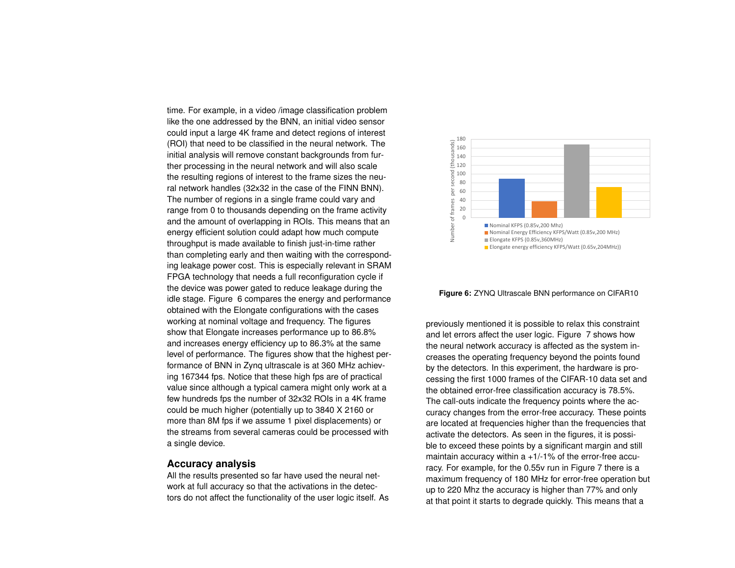time. For example, in a video /image classification problem like the one addressed by the BNN, an initial video sensor could input a large 4K frame and detect regions of interest (ROI) that need to be classified in the neural network. The initial analysis will remove constant backgrounds from further processing in the neural network and will also scale the resulting regions of interest to the frame sizes the neural network handles (32x32 in the case of the FINN BNN). The number of regions in a single frame could vary and range from 0 to thousands depending on the frame activity and the amount of overlapping in ROIs. This means that an energy efficient solution could adapt how much compute throughput is made available to finish just-in-time rather than completing early and then waiting with the corresponding leakage power cost. This is especially relevant in SRAM FPGA technology that needs a full reconfiguration cycle if the device was power gated to reduce leakage during the idle stage. Figure 6 compares the energy and performance obtained with the Elongate configurations with the cases working at nominal voltage and frequency. The figures show that Elongate increases performance up to 86.8% and increases energy efficiency up to 86.3% at the same level of performance. The figures show that the highest performance of BNN in Zynq ultrascale is at 360 MHz achieving 167344 fps. Notice that these high fps are of practical value since although a typical camera might only work at a few hundreds fps the number of 32x32 ROIs in a 4K frame could be much higher (potentially up to 3840 X 2160 or more than 8M fps if we assume 1 pixel displacements) or the streams from several cameras could be processed with a single device.

**Figure 6:** ZYNQ Ultrascale BNN performance on CIFAR10

## Accuracy analysis

All the results presented so far have used the neural network at full accuracy so that the activations in the detectors do not affect the functionality of the user logic itself. As previously mentioned it is possible to relax this constraint and let errors affect the user logic. Figure 7 shows how the neural network accuracy is affected as the system increases the operating frequency beyond the points found by the detectors. In this experiment, the hardware is processing the first 1000 frames of the CIFAR-10 data set and the obtained error-free classification accuracy is 78.5%. The call-outs indicate the frequency points where the accuracy changes from the error-free accuracy. These points are located at frequencies higher than the frequencies that activate the detectors. As seen in the figures, it is possible to exceed these points by a significant margin and still maintain accuracy within a +1/-1% of the error-free accuracy. For example, for the 0.55v run in Figure 7 there is a maximum frequency of 180 MHz for error-free operation but up to 220 Mhz the accuracy is higher than 77% and only at that point it starts to degrade quickly. This means that a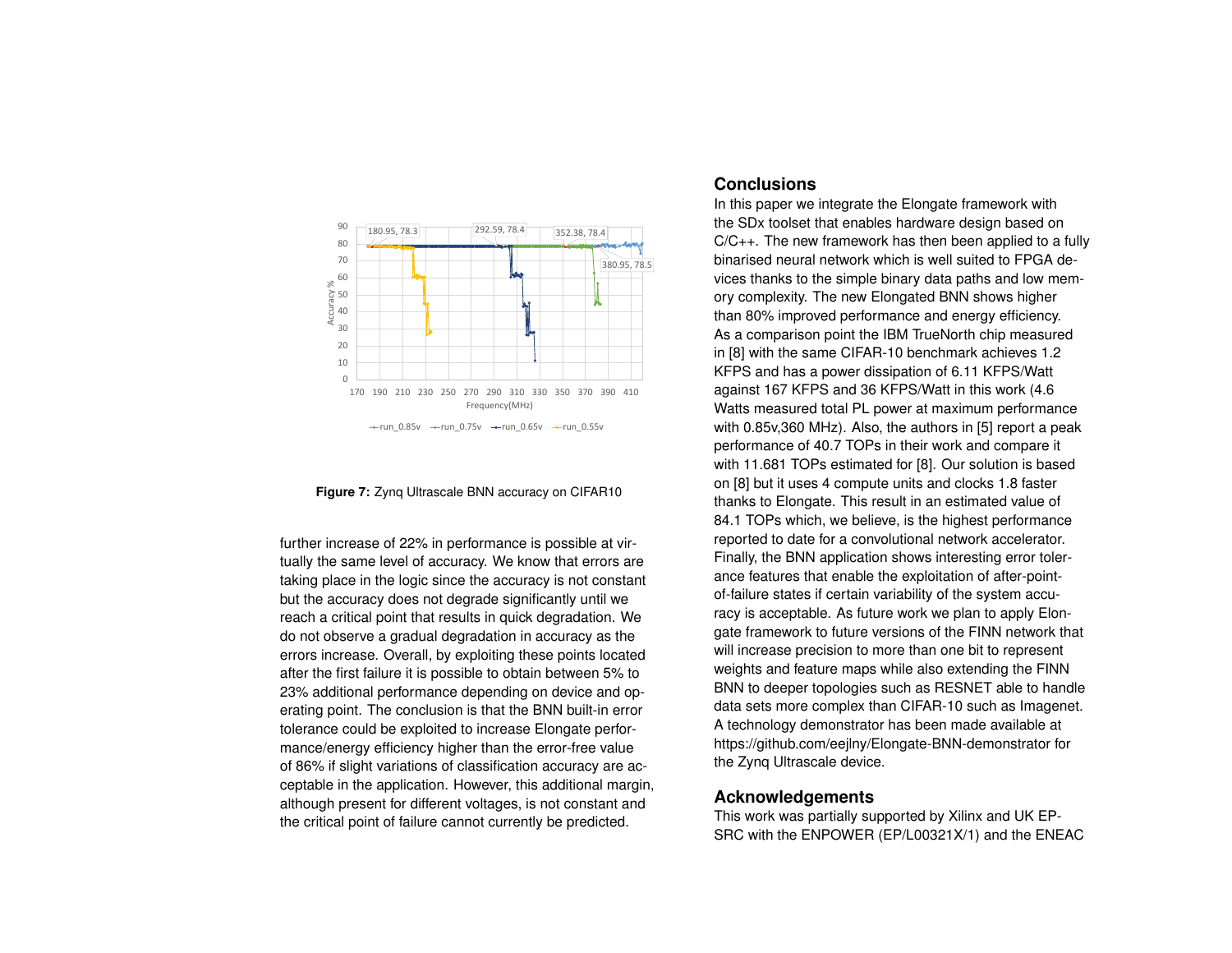**Figure 7:** Zynq Ultrascale BNN accuracy on CIFAR10

further increase of 22% in performance is possible at virtually the same level of accuracy. We know that errors are taking place in the logic since the accuracy is not constant but the accuracy does not degrade significantly until we reach a critical point that results in quick degradation. We do not observe a gradual degradation in accuracy as the errors increase. Overall, by exploiting these points located after the first failure it is possible to obtain between 5% to 23% additional performance depending on device and operating point. The conclusion is that the BNN built-in error tolerance could be exploited to increase Elongate performance/energy efficiency higher than the error-free value of 86% if slight variations of classification accuracy are acceptable in the application. However, this additional margin, although present for different voltages, is not constant and the critical point of failure cannot currently be predicted.

## Conclusions

In this paper we integrate the Elongate framework with the SDx toolset that enables hardware design based on C/C++. The new framework has then been applied to a fully binarised neural network which is well suited to FPGA devices thanks to the simple binary data paths and low memory complexity. The new Elongated BNN shows higher than 80% improved performance and energy efficiency. As a comparison point the IBM TrueNorth chip measured in [8] with the same CIFAR-10 benchmark achieves 1.2 KFPS and has a power dissipation of 6.11 KFPS/Watt against 167 KFPS and 36 KFPS/Watt in this work (4.6 Watts measured total PL power at maximum performance with 0.85v,360 MHz). Also, the authors in [5] report a peak performance of 40.7 TOPs in their work and compare it with 11.681 TOPs estimated for [8]. Our solution is based on [8] but it uses 4 compute units and clocks 1.8 faster thanks to Elongate. This result in an estimated value of 84.1 TOPs which, we believe, is the highest performance reported to date for a convolutional network accelerator. Finally, the BNN application shows interesting error tolerance features that enable the exploitation of after-point-of-failure states if certain variability of the system accuracy is acceptable. As future work we plan to apply Elongate framework to future versions of the FINN network that will increase precision to more than one bit to represent weights and feature maps while also extending the FINN BNN to deeper topologies such as RESNET able to handle data sets more complex than CIFAR-10 such as Imagenet. A technology demonstrator has been made available at https://github.com/eejlny/Elongate-BNN-demonstrator for the Zynq Ultrascale device.

## Acknowledgements

This work was partially supported by Xilinx and UK EPSRC with the ENPOWER (EP/L00321X/1) and the ENEAC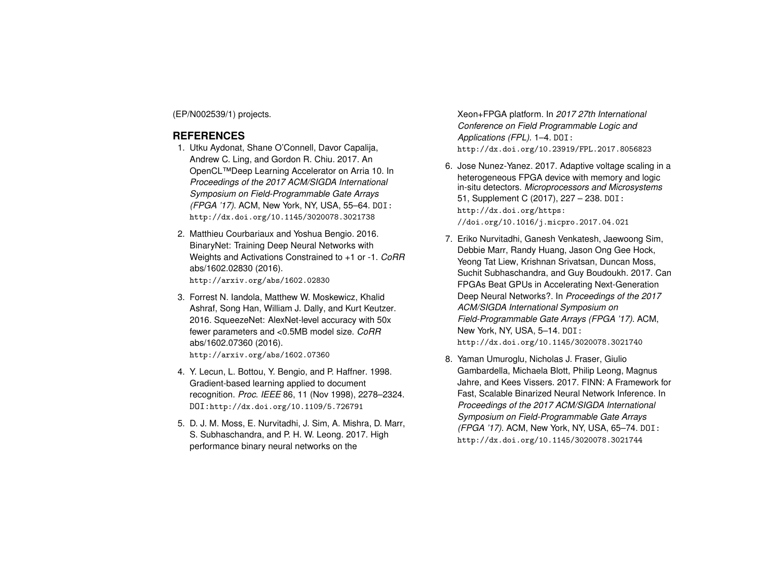(EP/N002539/1) projects.

## REFERENCES

1. Utku Aydonat, Shane O'Connell, Davor Capalija, Andrew C. Ling, and Gordon R. Chiu. 2017. An OpenCL™Deep Learning Accelerator on Arria 10. In *Proceedings of the 2017 ACM/SIGDA International Symposium on Field-Programmable Gate Arrays (FPGA '17)*. ACM, New York, NY, USA, 55–64. DOI: http://dx.doi.org/10.1145/3020078.3021738

2. Matthieu Courbariaux and Yoshua Bengio. 2016. BinaryNet: Training Deep Neural Networks with Weights and Activations Constrained to +1 or -1. *CoRR* abs/1602.02830 (2016). http://arxiv.org/abs/1602.02830

3. Forrest N. Iandola, Matthew W. Moskewicz, Khalid Ashraf, Song Han, William J. Dally, and Kurt Keutzer. 2016. SqueezeNet: AlexNet-level accuracy with 50x fewer parameters and <0.5MB model size. *CoRR* abs/1602.07360 (2016). http://arxiv.org/abs/1602.07360

4. Y. Lecun, L. Bottou, Y. Bengio, and P. Haffner. 1998. Gradient-based learning applied to document recognition. *Proc. IEEE* 86, 11 (Nov 1998), 2278–2324. DOI: http://dx.doi.org/10.1109/5.726791

5. D. J. M. Moss, E. Nurvitadhi, J. Sim, A. Mishra, D. Marr, S. Subhaschandra, and P. H. W. Leong. 2017. High performance binary neural networks on the Xeon+FPGA platform. In *2017 27th International Conference on Field Programmable Logic and Applications (FPL)*. 1–4. DOI: http://dx.doi.org/10.23919/FPL.2017.8056823

6. Jose Nunez-Yanez. 2017. Adaptive voltage scaling in a heterogeneous FPGA device with memory and logic in-situ detectors. *Microprocessors and Microsystems* 51, Supplement C (2017), 227 – 238. DOI: http://dx.doi.org/https://doi.org/10.1016/j.micpro.2017.04.021

7. Eriko Nurvitadhi, Ganesh Venkatesh, Jaewoong Sim, Debbie Marr, Randy Huang, Jason Ong Gee Hock, Yeong Tat Liew, Krishnan Srivatsan, Duncan Moss, Suchit Subhaschandra, and Guy Boudoukh. 2017. Can FPGAs Beat GPUs in Accelerating Next-Generation Deep Neural Networks?. In *Proceedings of the 2017 ACM/SIGDA International Symposium on Field-Programmable Gate Arrays (FPGA '17)*. ACM, New York, NY, USA, 5–14. DOI: http://dx.doi.org/10.1145/3020078.3021740

8. Yaman Umuroglu, Nicholas J. Fraser, Giulio Gambardella, Michaela Blott, Philip Leong, Magnus Jahre, and Kees Vissers. 2017. FINN: A Framework for Fast, Scalable Binarized Neural Network Inference. In *Proceedings of the 2017 ACM/SIGDA International Symposium on Field-Programmable Gate Arrays (FPGA '17)*. ACM, New York, NY, USA, 65–74. DOI: http://dx.doi.org/10.1145/3020078.3021744